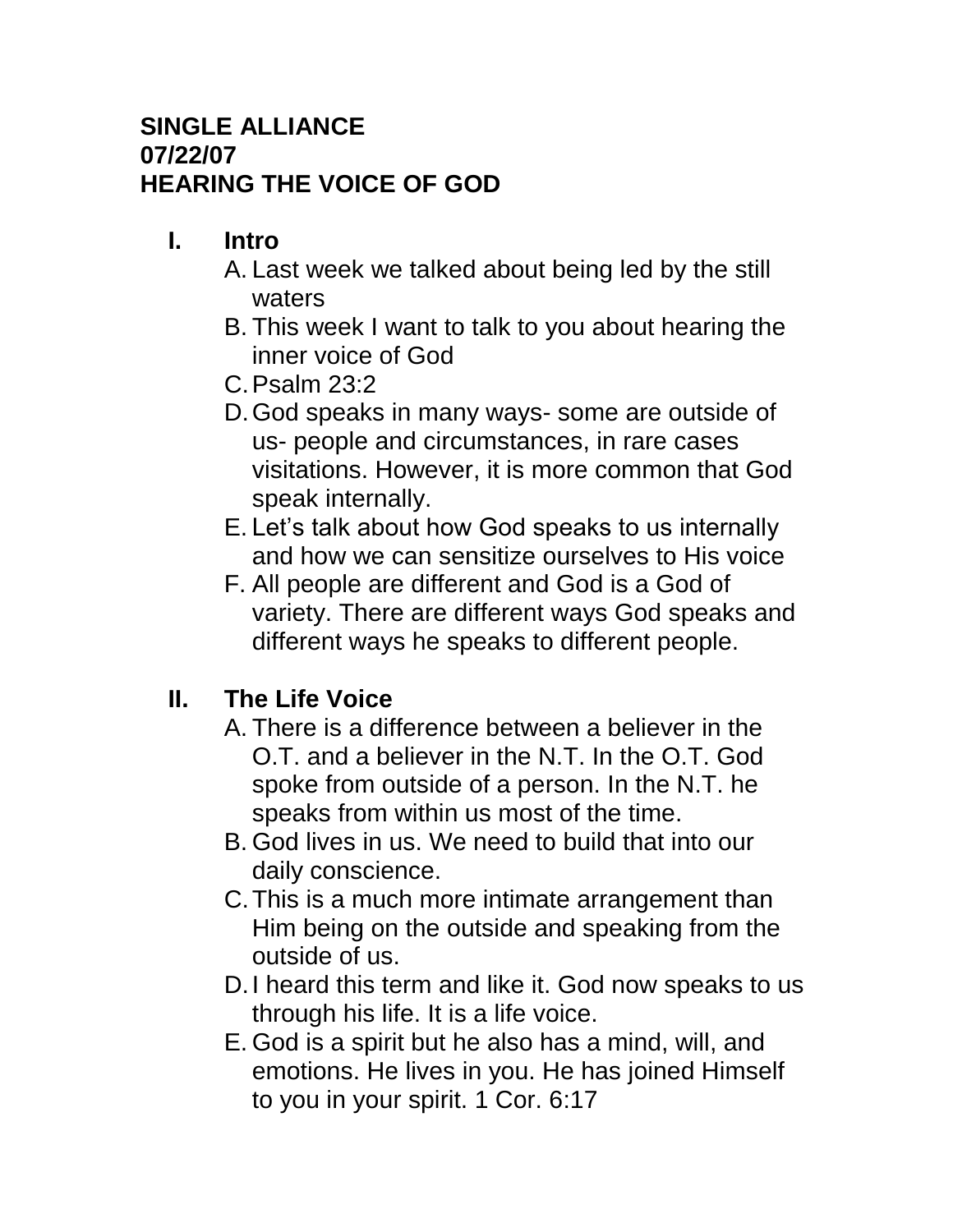**SINGLE ALLIANCE**
**07/22/07**
**HEARING THE VOICE OF GOD**

I. **Intro**
   A. Last week we talked about being led by the still waters
   B. This week I want to talk to you about hearing the inner voice of God
   C. Psalm 23:2
   D. God speaks in many ways- some are outside of us- people and circumstances, in rare cases visitations. However, it is more common that God speak internally.
   E. Let's talk about how God speaks to us internally and how we can sensitize ourselves to His voice
   F. All people are different and God is a God of variety. There are different ways God speaks and different ways he speaks to different people.

II. **The Life Voice**
   A. There is a difference between a believer in the O.T. and a believer in the N.T. In the O.T. God spoke from outside of a person. In the N.T. he speaks from within us most of the time.
   B. God lives in us. We need to build that into our daily conscience.
   C. This is a much more intimate arrangement than Him being on the outside and speaking from the outside of us.
   D. I heard this term and like it. God now speaks to us through his life. It is a life voice.
   E. God is a spirit but he also has a mind, will, and emotions. He lives in you. He has joined Himself to you in your spirit. 1 Cor. 6:17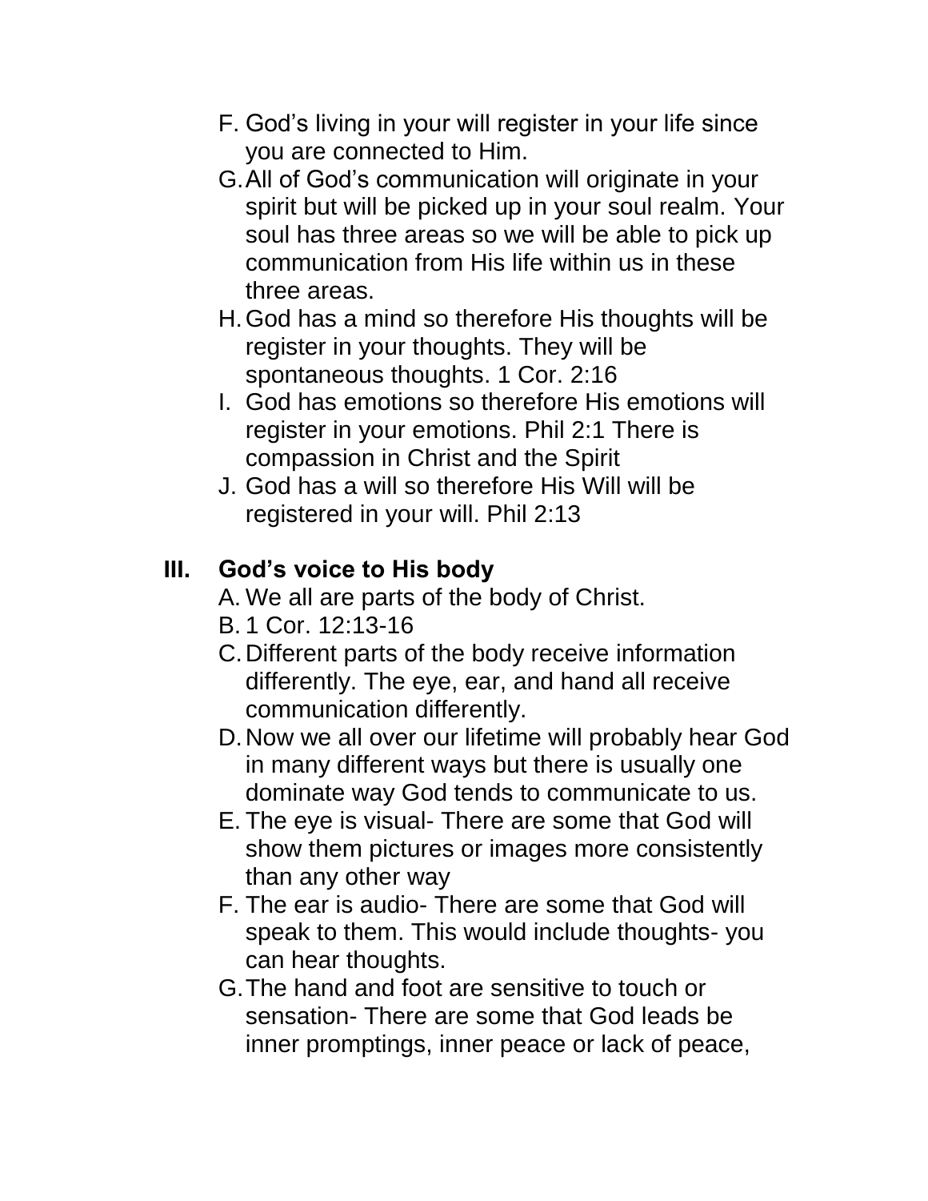F. God's living in your will register in your life since you are connected to Him.

G. All of God's communication will originate in your spirit but will be picked up in your soul realm. Your soul has three areas so we will be able to pick up communication from His life within us in these three areas.

H. God has a mind so therefore His thoughts will be register in your thoughts. They will be spontaneous thoughts. 1 Cor. 2:16

I. God has emotions so therefore His emotions will register in your emotions. Phil 2:1 There is compassion in Christ and the Spirit

J. God has a will so therefore His Will will be registered in your will. Phil 2:13

## III. God's voice to His body

A. We all are parts of the body of Christ.

B. 1 Cor. 12:13-16

C. Different parts of the body receive information differently. The eye, ear, and hand all receive communication differently.

D. Now we all over our lifetime will probably hear God in many different ways but there is usually one dominate way God tends to communicate to us.

E. The eye is visual- There are some that God will show them pictures or images more consistently than any other way

F. The ear is audio- There are some that God will speak to them. This would include thoughts- you can hear thoughts.

G. The hand and foot are sensitive to touch or sensation- There are some that God leads be inner promptings, inner peace or lack of peace,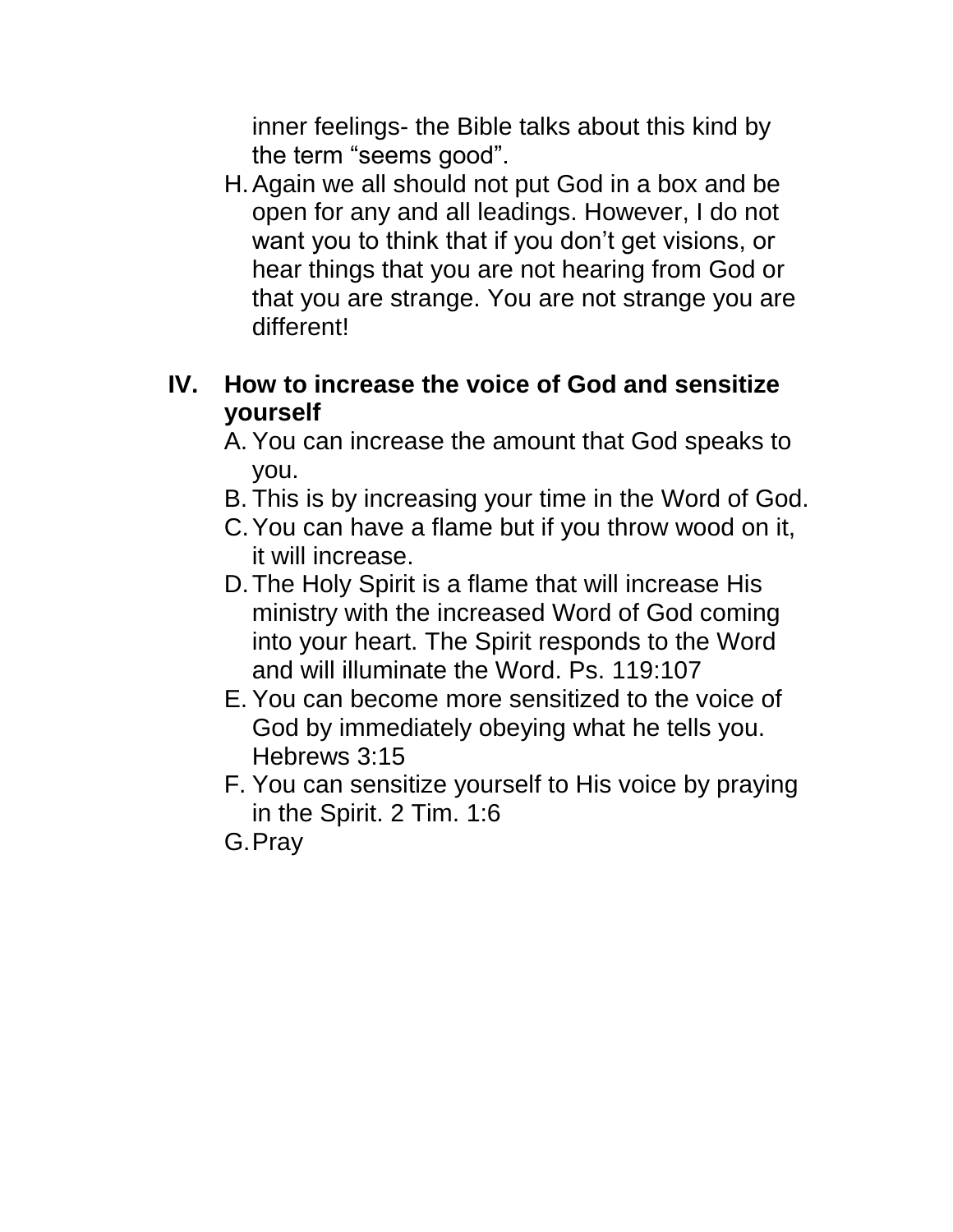inner feelings- the Bible talks about this kind by the term "seems good".

H. Again we all should not put God in a box and be open for any and all leadings. However, I do not want you to think that if you don't get visions, or hear things that you are not hearing from God or that you are strange. You are not strange you are different!

## IV. How to increase the voice of God and sensitize yourself

A. You can increase the amount that God speaks to you.
B. This is by increasing your time in the Word of God.
C. You can have a flame but if you throw wood on it, it will increase.
D. The Holy Spirit is a flame that will increase His ministry with the increased Word of God coming into your heart. The Spirit responds to the Word and will illuminate the Word. Ps. 119:107
E. You can become more sensitized to the voice of God by immediately obeying what he tells you. Hebrews 3:15
F. You can sensitize yourself to His voice by praying in the Spirit. 2 Tim. 1:6
G. Pray